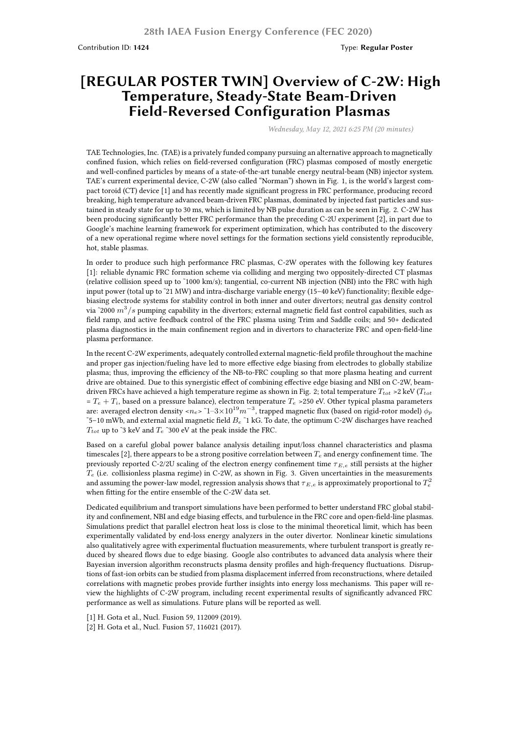Contribution ID: **1424**

Type: **Regular Poster**

# [REGULAR POSTER TWIN] Overview of C-2W: High Temperature, Steady-State Beam-Driven Field-Reversed Configuration Plasmas

*Wednesday, May 12, 2021 6:25 PM (20 minutes)*

TAE Technologies, Inc. (TAE) is a privately funded company pursuing an alternative approach to magnetically confined fusion, which relies on field-reversed configuration (FRC) plasmas composed of mostly energetic and well-confined particles by means of a state-of-the-art tunable energy neutral-beam (NB) injector system. TAE's current experimental device, C-2W (also called "Norman") shown in Fig. 1, is the world's largest compact toroid (CT) device [1] and has recently made significant progress in FRC performance, producing record breaking, high temperature advanced beam-driven FRC plasmas, dominated by injected fast particles and sustained in steady state for up to 30 ms, which is limited by NB pulse duration as can be seen in Fig. 2. C-2W has been producing significantly better FRC performance than the preceding C-2U experiment [2], in part due to Google's machine learning framework for experiment optimization, which has contributed to the discovery of a new operational regime where novel settings for the formation sections yield consistently reproducible, hot, stable plasmas.

In order to produce such high performance FRC plasmas, C-2W operates with the following key features [1]: reliable dynamic FRC formation scheme via colliding and merging two oppositely-directed CT plasmas (relative collision speed up to ~1000 km/s); tangential, co-current NB injection (NBI) into the FRC with high input power (total up to ~21 MW) and intra-discharge variable energy (15–40 keV) functionality; flexible edge-biasing electrode systems for stability control in both inner and outer divertors; neutral gas density control via ~2000 $m^3/s$ pumping capability in the divertors; external magnetic field fast control capabilities, such as field ramp, and active feedback control of the FRC plasma using Trim and Saddle coils; and 50+ dedicated plasma diagnostics in the main confinement region and in divertors to characterize FRC and open-field-line plasma performance.

In the recent C-2W experiments, adequately controlled external magnetic-field profile throughout the machine and proper gas injection/fueling have led to more effective edge biasing from electrodes to globally stabilize plasma; thus, improving the efficiency of the NB-to-FRC coupling so that more plasma heating and current drive are obtained. Due to this synergistic effect of combining effective edge biasing and NBI on C-2W, beam-driven FRCs have achieved a high temperature regime as shown in Fig. 2; total temperature $T_{tot}$ >2 keV ($T_{tot}$ = $T_e + T_i$, based on a pressure balance), electron temperature $T_e$ >250 eV. Other typical plasma parameters are: averaged electron density <$n_e$> ~1–3×$10^{19} m^{-3}$, trapped magnetic flux (based on rigid-rotor model) $\phi_p$ ~5–10 mWb, and external axial magnetic field $B_e$ ~1 kG. To date, the optimum C-2W discharges have reached $T_{tot}$ up to ~3 keV and $T_e$ ~300 eV at the peak inside the FRC.

Based on a careful global power balance analysis detailing input/loss channel characteristics and plasma timescales [2], there appears to be a strong positive correlation between $T_e$ and energy confinement time. The previously reported C-2/2U scaling of the electron energy confinement time $\tau_{E,e}$ still persists at the higher $T_e$ (i.e. collisionless plasma regime) in C-2W, as shown in Fig. 3. Given uncertainties in the measurements and assuming the power-law model, regression analysis shows that $\tau_{E,e}$ is approximately proportional to $T_e^2$ when fitting for the entire ensemble of the C-2W data set.

Dedicated equilibrium and transport simulations have been performed to better understand FRC global stability and confinement, NBI and edge biasing effects, and turbulence in the FRC core and open-field-line plasmas. Simulations predict that parallel electron heat loss is close to the minimal theoretical limit, which has been experimentally validated by end-loss energy analyzers in the outer divertor. Nonlinear kinetic simulations also qualitatively agree with experimental fluctuation measurements, where turbulent transport is greatly reduced by sheared flows due to edge biasing. Google also contributes to advanced data analysis where their Bayesian inversion algorithm reconstructs plasma density profiles and high-frequency fluctuations. Disruptions of fast-ion orbits can be studied from plasma displacement inferred from reconstructions, where detailed correlations with magnetic probes provide further insights into energy loss mechanisms. This paper will review the highlights of C-2W program, including recent experimental results of significantly advanced FRC performance as well as simulations. Future plans will be reported as well.

[1] H. Gota et al., Nucl. Fusion 59, 112009 (2019).
[2] H. Gota et al., Nucl. Fusion 57, 116021 (2017).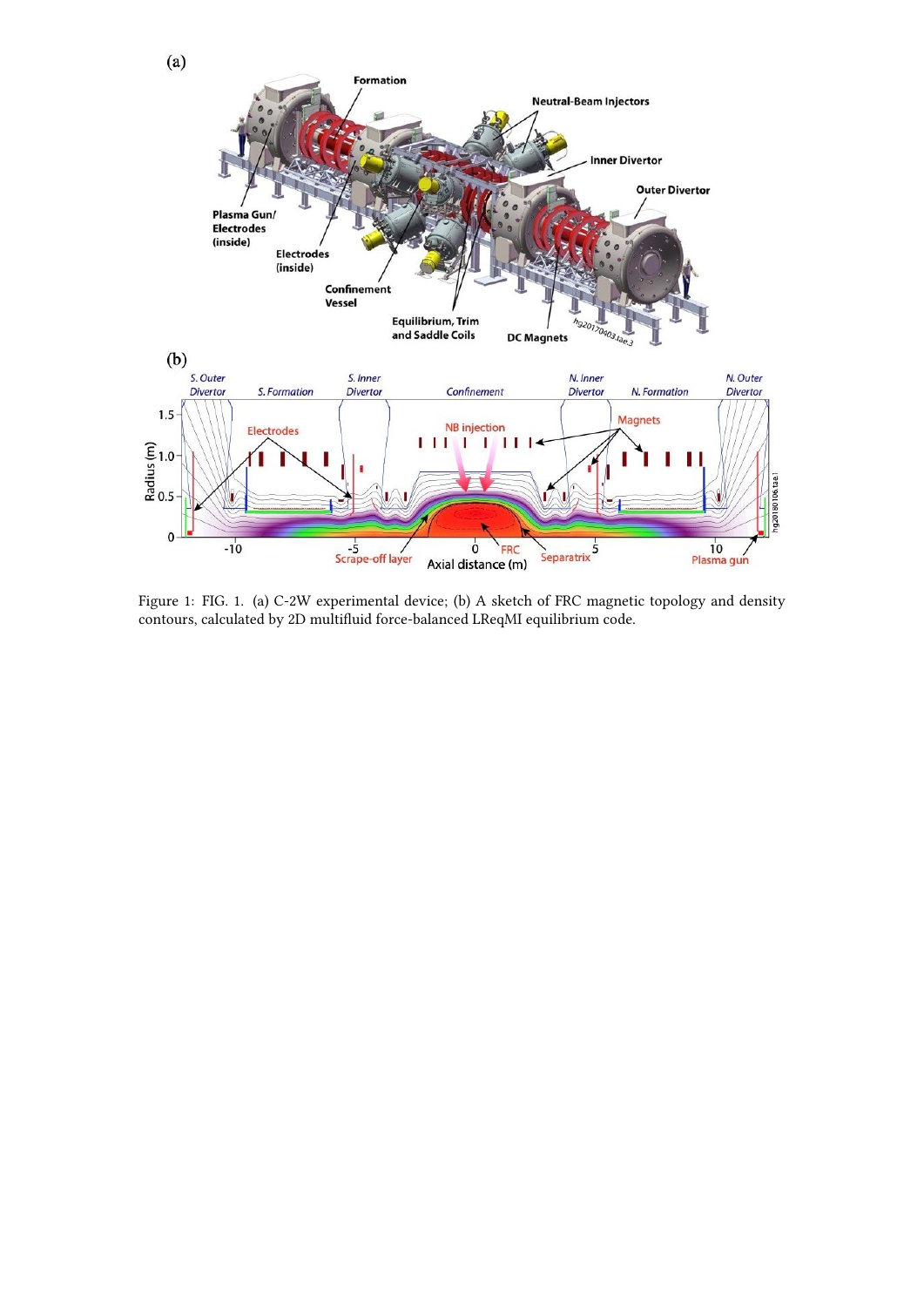Figure 1: FIG. 1. (a) C-2W experimental device; (b) A sketch of FRC magnetic topology and density contours, calculated by 2D multifluid force-balanced LReqMI equilibrium code.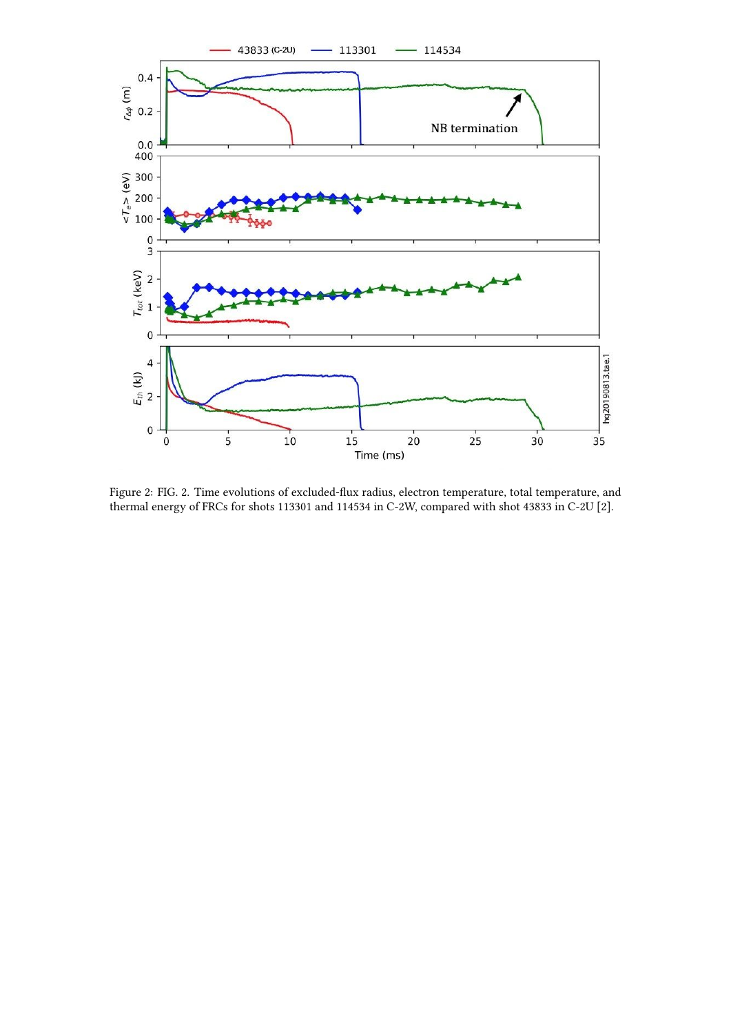Figure 2: FIG. 2. Time evolutions of excluded-flux radius, electron temperature, total temperature, and thermal energy of FRCs for shots 113301 and 114534 in C-2W, compared with shot 43833 in C-2U [2].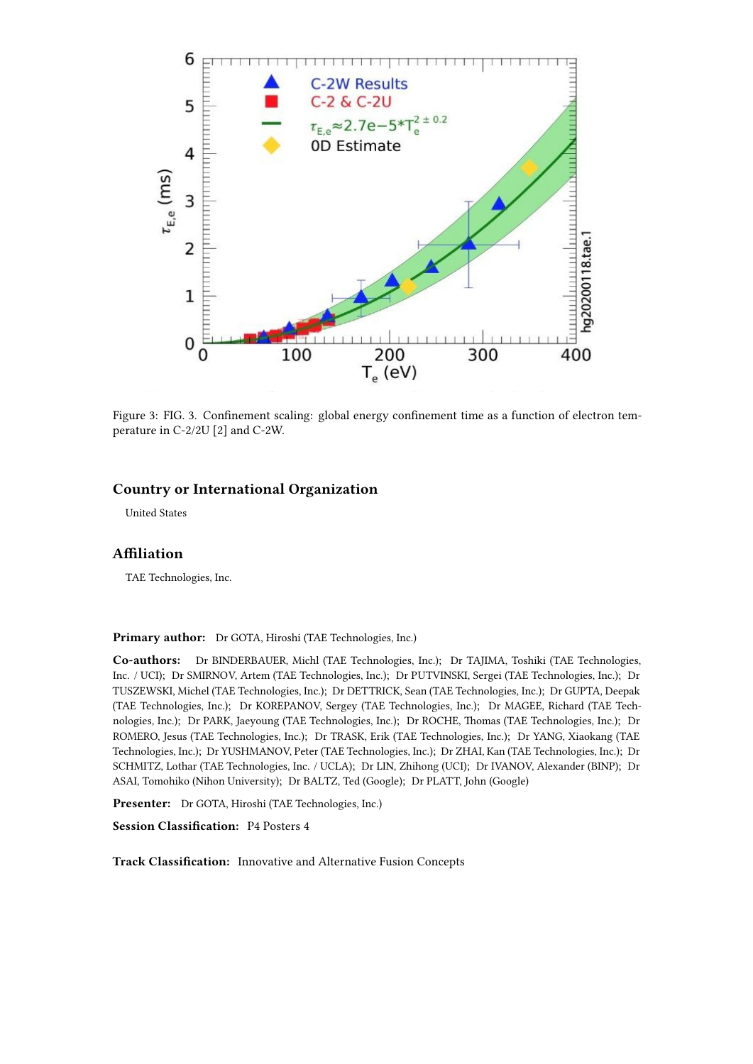$\tau_{E,e}$ (ms)

6
5
4
3
2
1
0

0
100
200
300
400

$T_e$ (eV)

C-2W Results
C-2 & C-2U
$\tau_{E,e} \approx 2.7e{-}5 * T_e^{2 \pm 0.2}$
0D Estimate

hg20200118.tae.1

Figure 3: FIG. 3. Confinement scaling: global energy confinement time as a function of electron temperature in C-2/2U [2] and C-2W.

## Country or International Organization

United States

## Affiliation

TAE Technologies, Inc.

**Primary author:** Dr GOTA, Hiroshi (TAE Technologies, Inc.)

**Co-authors:** Dr BINDERBAUER, Michl (TAE Technologies, Inc.); Dr TAJIMA, Toshiki (TAE Technologies, Inc. / UCI); Dr SMIRNOV, Artem (TAE Technologies, Inc.); Dr PUTVINSKI, Sergei (TAE Technologies, Inc.); Dr TUSZEWSKI, Michel (TAE Technologies, Inc.); Dr DETTRICK, Sean (TAE Technologies, Inc.); Dr GUPTA, Deepak (TAE Technologies, Inc.); Dr KOREPANOV, Sergey (TAE Technologies, Inc.); Dr MAGEE, Richard (TAE Technologies, Inc.); Dr PARK, Jaeyoung (TAE Technologies, Inc.); Dr ROCHE, Thomas (TAE Technologies, Inc.); Dr ROMERO, Jesus (TAE Technologies, Inc.); Dr TRASK, Erik (TAE Technologies, Inc.); Dr YANG, Xiaokang (TAE Technologies, Inc.); Dr YUSHMANOV, Peter (TAE Technologies, Inc.); Dr ZHAI, Kan (TAE Technologies, Inc.); Dr SCHMITZ, Lothar (TAE Technologies, Inc. / UCLA); Dr LIN, Zhihong (UCI); Dr IVANOV, Alexander (BINP); Dr ASAI, Tomohiko (Nihon University); Dr BALTZ, Ted (Google); Dr PLATT, John (Google)

**Presenter:** Dr GOTA, Hiroshi (TAE Technologies, Inc.)

**Session Classification:** P4 Posters 4

**Track Classification:** Innovative and Alternative Fusion Concepts